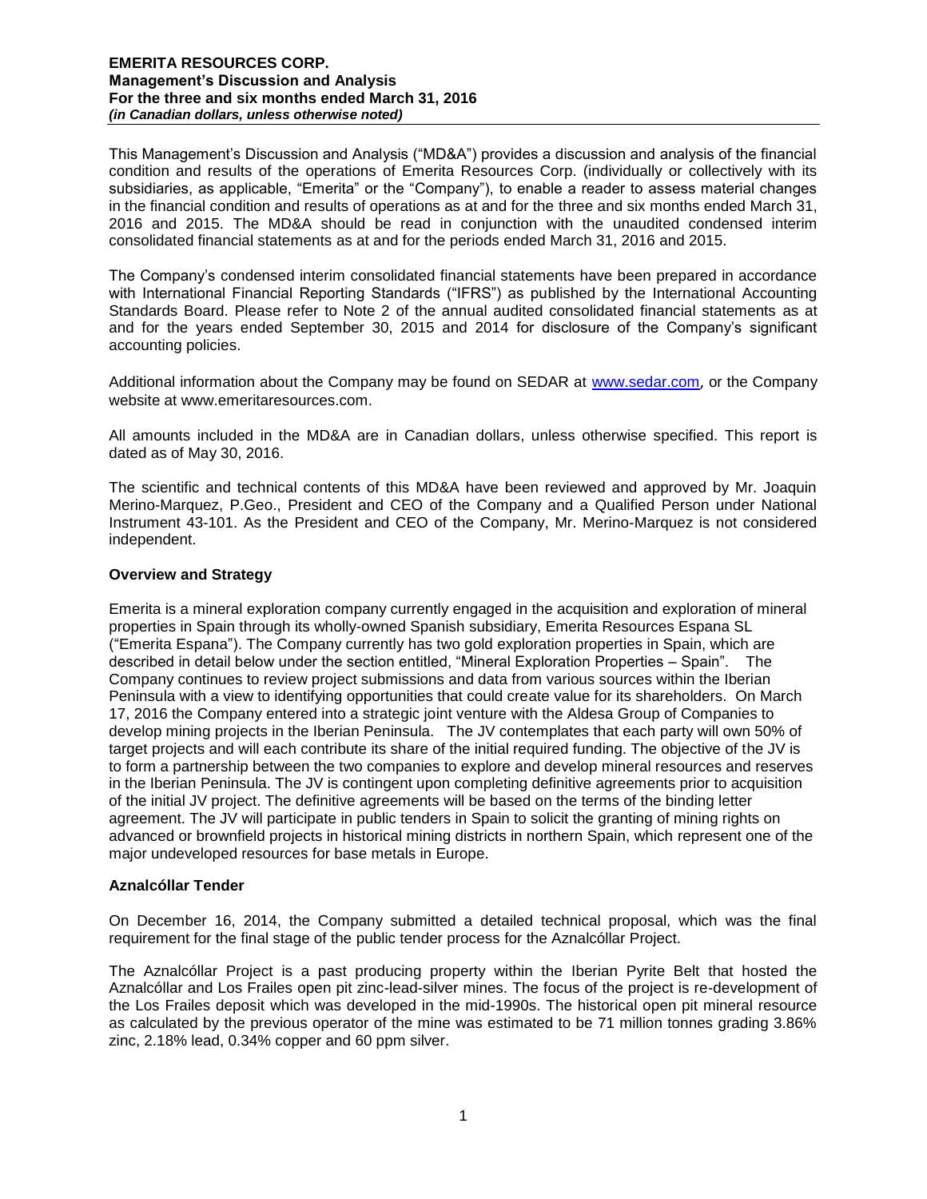**EMERITA RESOURCES CORP.**
**Management's Discussion and Analysis**
**For the three and six months ended March 31, 2016**
***(in Canadian dollars, unless otherwise noted)***

This Management's Discussion and Analysis ("MD&A") provides a discussion and analysis of the financial condition and results of the operations of Emerita Resources Corp. (individually or collectively with its subsidiaries, as applicable, "Emerita" or the "Company"), to enable a reader to assess material changes in the financial condition and results of operations as at and for the three and six months ended March 31, 2016 and 2015. The MD&A should be read in conjunction with the unaudited condensed interim consolidated financial statements as at and for the periods ended March 31, 2016 and 2015.

The Company's condensed interim consolidated financial statements have been prepared in accordance with International Financial Reporting Standards ("IFRS") as published by the International Accounting Standards Board. Please refer to Note 2 of the annual audited consolidated financial statements as at and for the years ended September 30, 2015 and 2014 for disclosure of the Company's significant accounting policies.

Additional information about the Company may be found on SEDAR at www.sedar.com, or the Company website at www.emeritaresources.com.

All amounts included in the MD&A are in Canadian dollars, unless otherwise specified. This report is dated as of May 30, 2016.

The scientific and technical contents of this MD&A have been reviewed and approved by Mr. Joaquin Merino-Marquez, P.Geo., President and CEO of the Company and a Qualified Person under National Instrument 43-101. As the President and CEO of the Company, Mr. Merino-Marquez is not considered independent.

## Overview and Strategy

Emerita is a mineral exploration company currently engaged in the acquisition and exploration of mineral properties in Spain through its wholly-owned Spanish subsidiary, Emerita Resources Espana SL ("Emerita Espana"). The Company currently has two gold exploration properties in Spain, which are described in detail below under the section entitled, "Mineral Exploration Properties – Spain". The Company continues to review project submissions and data from various sources within the Iberian Peninsula with a view to identifying opportunities that could create value for its shareholders. On March 17, 2016 the Company entered into a strategic joint venture with the Aldesa Group of Companies to develop mining projects in the Iberian Peninsula. The JV contemplates that each party will own 50% of target projects and will each contribute its share of the initial required funding. The objective of the JV is to form a partnership between the two companies to explore and develop mineral resources and reserves in the Iberian Peninsula. The JV is contingent upon completing definitive agreements prior to acquisition of the initial JV project. The definitive agreements will be based on the terms of the binding letter agreement. The JV will participate in public tenders in Spain to solicit the granting of mining rights on advanced or brownfield projects in historical mining districts in northern Spain, which represent one of the major undeveloped resources for base metals in Europe.

## Aznalcóllar Tender

On December 16, 2014, the Company submitted a detailed technical proposal, which was the final requirement for the final stage of the public tender process for the Aznalcóllar Project.

The Aznalcóllar Project is a past producing property within the Iberian Pyrite Belt that hosted the Aznalcóllar and Los Frailes open pit zinc-lead-silver mines. The focus of the project is re-development of the Los Frailes deposit which was developed in the mid-1990s. The historical open pit mineral resource as calculated by the previous operator of the mine was estimated to be 71 million tonnes grading 3.86% zinc, 2.18% lead, 0.34% copper and 60 ppm silver.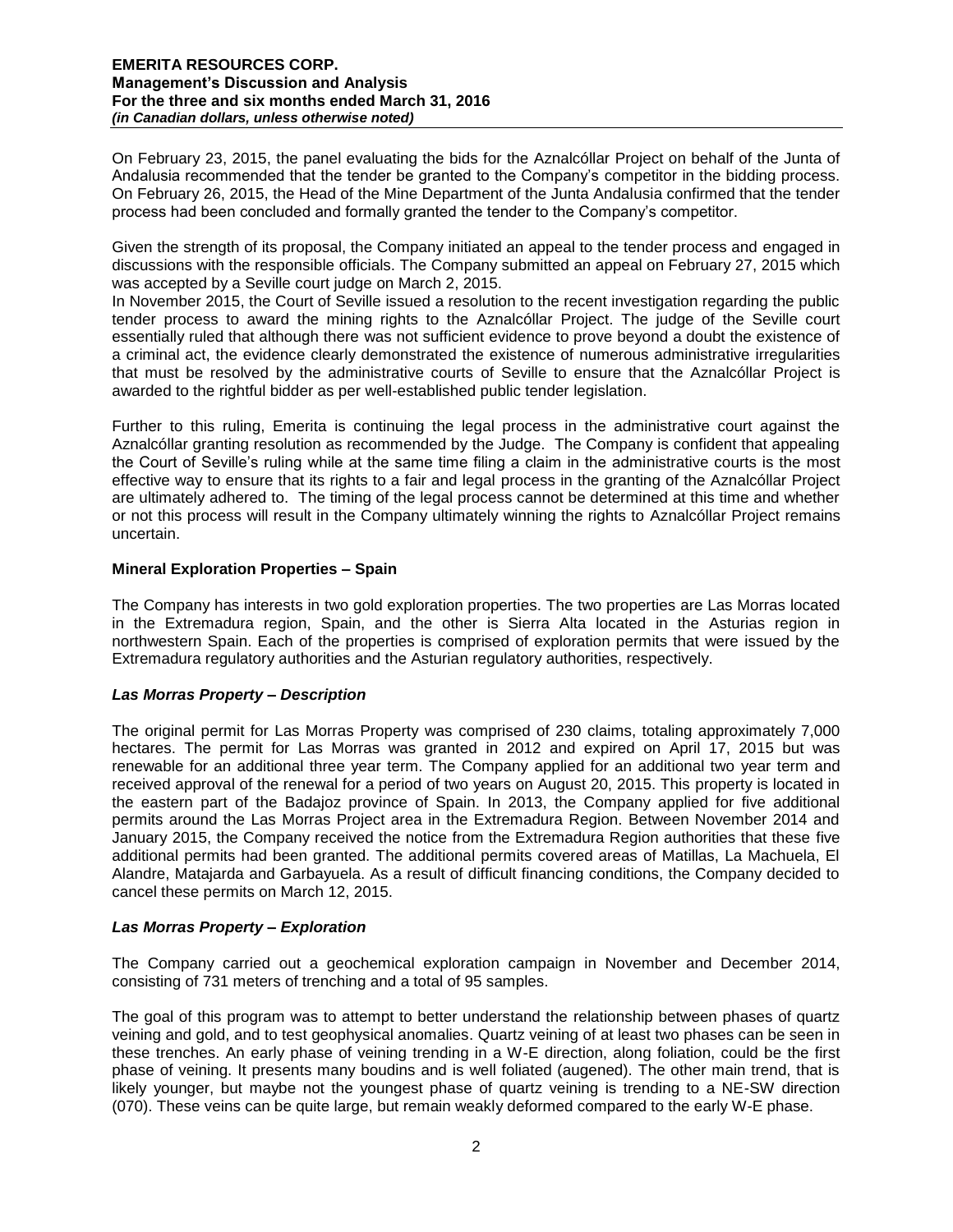On February 23, 2015, the panel evaluating the bids for the Aznalcóllar Project on behalf of the Junta of Andalusia recommended that the tender be granted to the Company's competitor in the bidding process. On February 26, 2015, the Head of the Mine Department of the Junta Andalusia confirmed that the tender process had been concluded and formally granted the tender to the Company's competitor.

Given the strength of its proposal, the Company initiated an appeal to the tender process and engaged in discussions with the responsible officials. The Company submitted an appeal on February 27, 2015 which was accepted by a Seville court judge on March 2, 2015.
In November 2015, the Court of Seville issued a resolution to the recent investigation regarding the public tender process to award the mining rights to the Aznalcóllar Project. The judge of the Seville court essentially ruled that although there was not sufficient evidence to prove beyond a doubt the existence of a criminal act, the evidence clearly demonstrated the existence of numerous administrative irregularities that must be resolved by the administrative courts of Seville to ensure that the Aznalcóllar Project is awarded to the rightful bidder as per well-established public tender legislation.

Further to this ruling, Emerita is continuing the legal process in the administrative court against the Aznalcóllar granting resolution as recommended by the Judge. The Company is confident that appealing the Court of Seville's ruling while at the same time filing a claim in the administrative courts is the most effective way to ensure that its rights to a fair and legal process in the granting of the Aznalcóllar Project are ultimately adhered to. The timing of the legal process cannot be determined at this time and whether or not this process will result in the Company ultimately winning the rights to Aznalcóllar Project remains uncertain.

**Mineral Exploration Properties – Spain**

The Company has interests in two gold exploration properties. The two properties are Las Morras located in the Extremadura region, Spain, and the other is Sierra Alta located in the Asturias region in northwestern Spain. Each of the properties is comprised of exploration permits that were issued by the Extremadura regulatory authorities and the Asturian regulatory authorities, respectively.

***Las Morras Property – Description***

The original permit for Las Morras Property was comprised of 230 claims, totaling approximately 7,000 hectares. The permit for Las Morras was granted in 2012 and expired on April 17, 2015 but was renewable for an additional three year term. The Company applied for an additional two year term and received approval of the renewal for a period of two years on August 20, 2015. This property is located in the eastern part of the Badajoz province of Spain. In 2013, the Company applied for five additional permits around the Las Morras Project area in the Extremadura Region. Between November 2014 and January 2015, the Company received the notice from the Extremadura Region authorities that these five additional permits had been granted. The additional permits covered areas of Matillas, La Machuela, El Alandre, Matajarda and Garbayuela. As a result of difficult financing conditions, the Company decided to cancel these permits on March 12, 2015.

***Las Morras Property – Exploration***

The Company carried out a geochemical exploration campaign in November and December 2014, consisting of 731 meters of trenching and a total of 95 samples.

The goal of this program was to attempt to better understand the relationship between phases of quartz veining and gold, and to test geophysical anomalies. Quartz veining of at least two phases can be seen in these trenches. An early phase of veining trending in a W-E direction, along foliation, could be the first phase of veining. It presents many boudins and is well foliated (augened). The other main trend, that is likely younger, but maybe not the youngest phase of quartz veining is trending to a NE-SW direction (070). These veins can be quite large, but remain weakly deformed compared to the early W-E phase.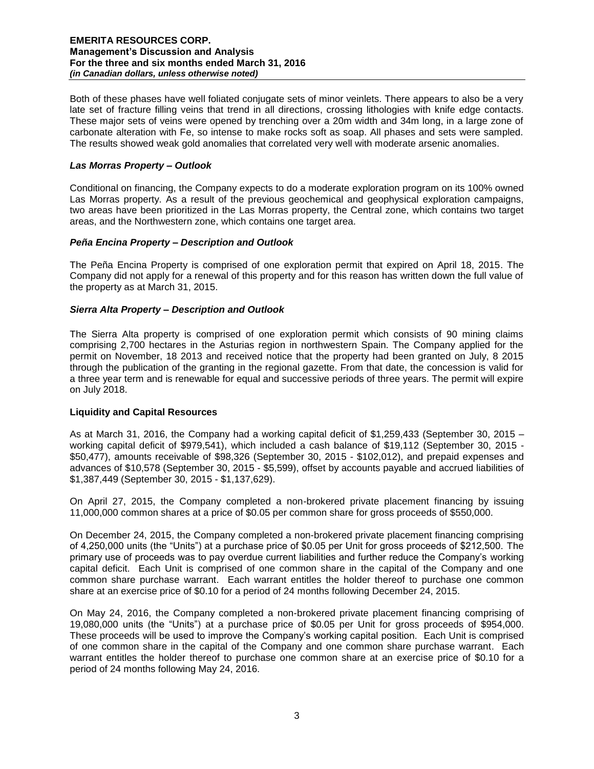Both of these phases have well foliated conjugate sets of minor veinlets. There appears to also be a very late set of fracture filling veins that trend in all directions, crossing lithologies with knife edge contacts. These major sets of veins were opened by trenching over a 20m width and 34m long, in a large zone of carbonate alteration with Fe, so intense to make rocks soft as soap. All phases and sets were sampled. The results showed weak gold anomalies that correlated very well with moderate arsenic anomalies.

### *Las Morras Property – Outlook*

Conditional on financing, the Company expects to do a moderate exploration program on its 100% owned Las Morras property. As a result of the previous geochemical and geophysical exploration campaigns, two areas have been prioritized in the Las Morras property, the Central zone, which contains two target areas, and the Northwestern zone, which contains one target area.

### *Peña Encina Property – Description and Outlook*

The Peña Encina Property is comprised of one exploration permit that expired on April 18, 2015. The Company did not apply for a renewal of this property and for this reason has written down the full value of the property as at March 31, 2015.

### *Sierra Alta Property – Description and Outlook*

The Sierra Alta property is comprised of one exploration permit which consists of 90 mining claims comprising 2,700 hectares in the Asturias region in northwestern Spain. The Company applied for the permit on November, 18 2013 and received notice that the property had been granted on July, 8 2015 through the publication of the granting in the regional gazette. From that date, the concession is valid for a three year term and is renewable for equal and successive periods of three years. The permit will expire on July 2018.

## Liquidity and Capital Resources

As at March 31, 2016, the Company had a working capital deficit of $1,259,433 (September 30, 2015 – working capital deficit of $979,541), which included a cash balance of $19,112 (September 30, 2015 - $50,477), amounts receivable of $98,326 (September 30, 2015 - $102,012), and prepaid expenses and advances of $10,578 (September 30, 2015 - $5,599), offset by accounts payable and accrued liabilities of $1,387,449 (September 30, 2015 - $1,137,629).

On April 27, 2015, the Company completed a non-brokered private placement financing by issuing 11,000,000 common shares at a price of $0.05 per common share for gross proceeds of $550,000.

On December 24, 2015, the Company completed a non-brokered private placement financing comprising of 4,250,000 units (the "Units") at a purchase price of $0.05 per Unit for gross proceeds of $212,500. The primary use of proceeds was to pay overdue current liabilities and further reduce the Company's working capital deficit. Each Unit is comprised of one common share in the capital of the Company and one common share purchase warrant. Each warrant entitles the holder thereof to purchase one common share at an exercise price of $0.10 for a period of 24 months following December 24, 2015.

On May 24, 2016, the Company completed a non-brokered private placement financing comprising of 19,080,000 units (the "Units") at a purchase price of $0.05 per Unit for gross proceeds of $954,000. These proceeds will be used to improve the Company's working capital position. Each Unit is comprised of one common share in the capital of the Company and one common share purchase warrant. Each warrant entitles the holder thereof to purchase one common share at an exercise price of $0.10 for a period of 24 months following May 24, 2016.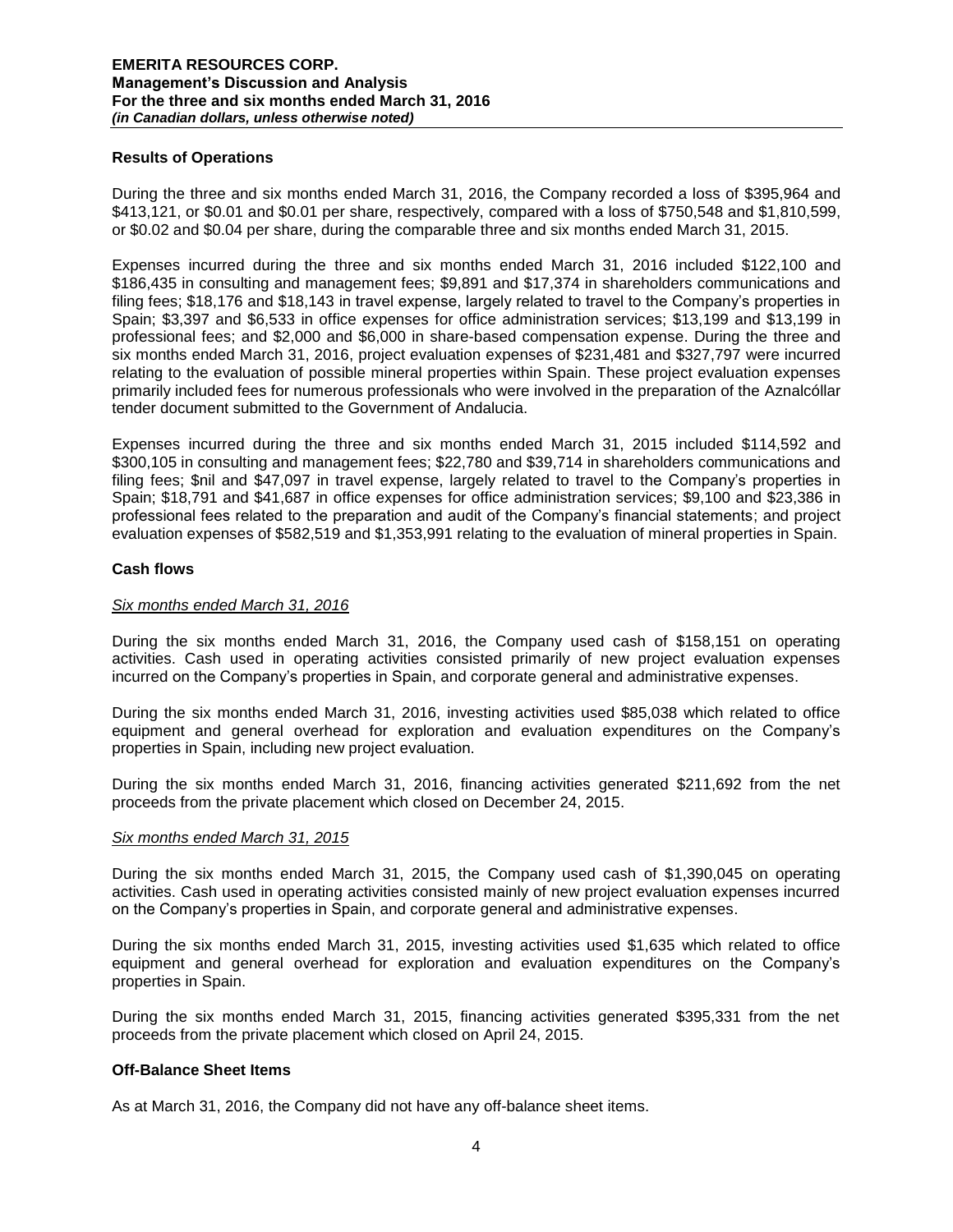### Results of Operations

During the three and six months ended March 31, 2016, the Company recorded a loss of $395,964 and $413,121, or $0.01 and $0.01 per share, respectively, compared with a loss of $750,548 and $1,810,599, or $0.02 and $0.04 per share, during the comparable three and six months ended March 31, 2015.

Expenses incurred during the three and six months ended March 31, 2016 included $122,100 and $186,435 in consulting and management fees; $9,891 and $17,374 in shareholders communications and filing fees; $18,176 and $18,143 in travel expense, largely related to travel to the Company's properties in Spain; $3,397 and $6,533 in office expenses for office administration services; $13,199 and $13,199 in professional fees; and $2,000 and $6,000 in share-based compensation expense. During the three and six months ended March 31, 2016, project evaluation expenses of $231,481 and $327,797 were incurred relating to the evaluation of possible mineral properties within Spain. These project evaluation expenses primarily included fees for numerous professionals who were involved in the preparation of the Aznalcóllar tender document submitted to the Government of Andalucia.

Expenses incurred during the three and six months ended March 31, 2015 included $114,592 and $300,105 in consulting and management fees; $22,780 and $39,714 in shareholders communications and filing fees; $nil and $47,097 in travel expense, largely related to travel to the Company's properties in Spain; $18,791 and $41,687 in office expenses for office administration services; $9,100 and $23,386 in professional fees related to the preparation and audit of the Company's financial statements; and project evaluation expenses of $582,519 and $1,353,991 relating to the evaluation of mineral properties in Spain.

### Cash flows

*Six months ended March 31, 2016*

During the six months ended March 31, 2016, the Company used cash of $158,151 on operating activities. Cash used in operating activities consisted primarily of new project evaluation expenses incurred on the Company's properties in Spain, and corporate general and administrative expenses.

During the six months ended March 31, 2016, investing activities used $85,038 which related to office equipment and general overhead for exploration and evaluation expenditures on the Company's properties in Spain, including new project evaluation.

During the six months ended March 31, 2016, financing activities generated $211,692 from the net proceeds from the private placement which closed on December 24, 2015.

*Six months ended March 31, 2015*

During the six months ended March 31, 2015, the Company used cash of $1,390,045 on operating activities. Cash used in operating activities consisted mainly of new project evaluation expenses incurred on the Company's properties in Spain, and corporate general and administrative expenses.

During the six months ended March 31, 2015, investing activities used $1,635 which related to office equipment and general overhead for exploration and evaluation expenditures on the Company's properties in Spain.

During the six months ended March 31, 2015, financing activities generated $395,331 from the net proceeds from the private placement which closed on April 24, 2015.

### Off-Balance Sheet Items

As at March 31, 2016, the Company did not have any off-balance sheet items.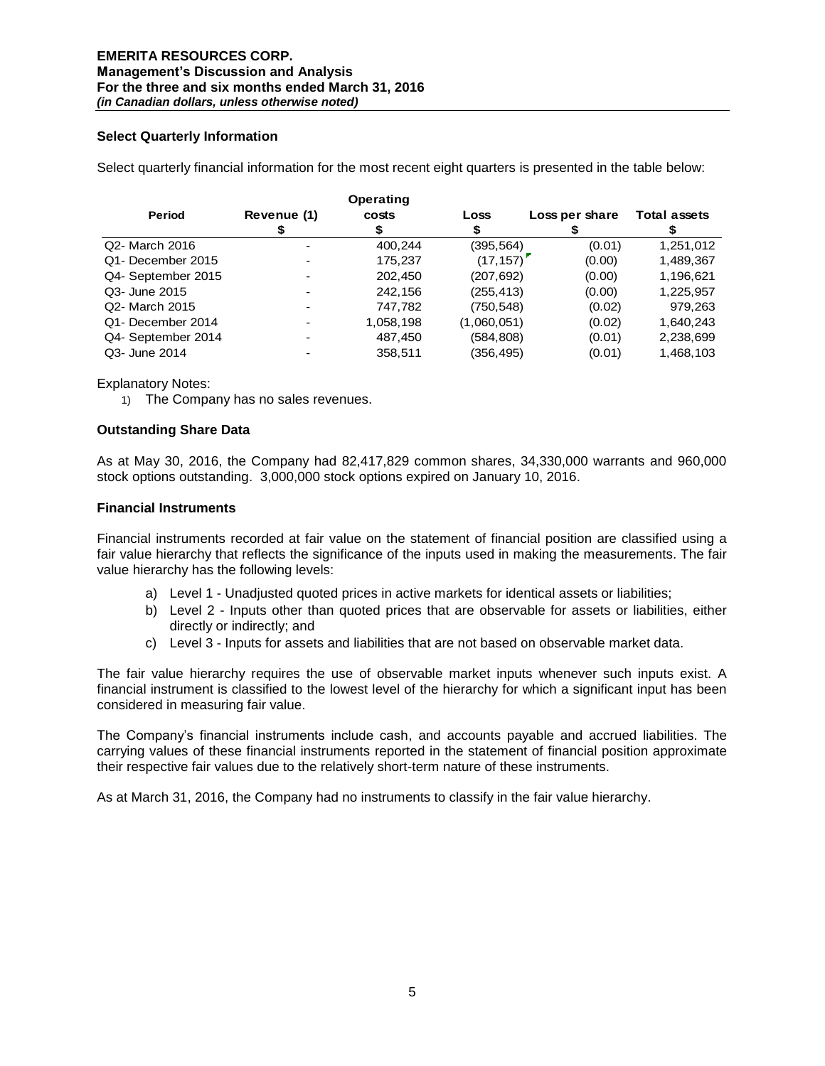### Select Quarterly Information

Select quarterly financial information for the most recent eight quarters is presented in the table below:

| Period | Revenue (1) $ | Operating costs $ | Loss $ | Loss per share $ | Total assets $ |
|---|---|---|---|---|---|
| Q2- March 2016 | - | 400,244 | (395,564) | (0.01) | 1,251,012 |
| Q1- December 2015 | - | 175,237 | (17,157) | (0.00) | 1,489,367 |
| Q4- September 2015 | - | 202,450 | (207,692) | (0.00) | 1,196,621 |
| Q3- June 2015 | - | 242,156 | (255,413) | (0.00) | 1,225,957 |
| Q2- March 2015 | - | 747,782 | (750,548) | (0.02) | 979,263 |
| Q1- December 2014 | - | 1,058,198 | (1,060,051) | (0.02) | 1,640,243 |
| Q4- September 2014 | - | 487,450 | (584,808) | (0.01) | 2,238,699 |
| Q3- June 2014 | - | 358,511 | (356,495) | (0.01) | 1,468,103 |

Explanatory Notes:

1) The Company has no sales revenues.

### Outstanding Share Data

As at May 30, 2016, the Company had 82,417,829 common shares, 34,330,000 warrants and 960,000 stock options outstanding. 3,000,000 stock options expired on January 10, 2016.

### Financial Instruments

Financial instruments recorded at fair value on the statement of financial position are classified using a fair value hierarchy that reflects the significance of the inputs used in making the measurements. The fair value hierarchy has the following levels:

a) Level 1 - Unadjusted quoted prices in active markets for identical assets or liabilities;
b) Level 2 - Inputs other than quoted prices that are observable for assets or liabilities, either directly or indirectly; and
c) Level 3 - Inputs for assets and liabilities that are not based on observable market data.

The fair value hierarchy requires the use of observable market inputs whenever such inputs exist. A financial instrument is classified to the lowest level of the hierarchy for which a significant input has been considered in measuring fair value.

The Company's financial instruments include cash, and accounts payable and accrued liabilities. The carrying values of these financial instruments reported in the statement of financial position approximate their respective fair values due to the relatively short-term nature of these instruments.

As at March 31, 2016, the Company had no instruments to classify in the fair value hierarchy.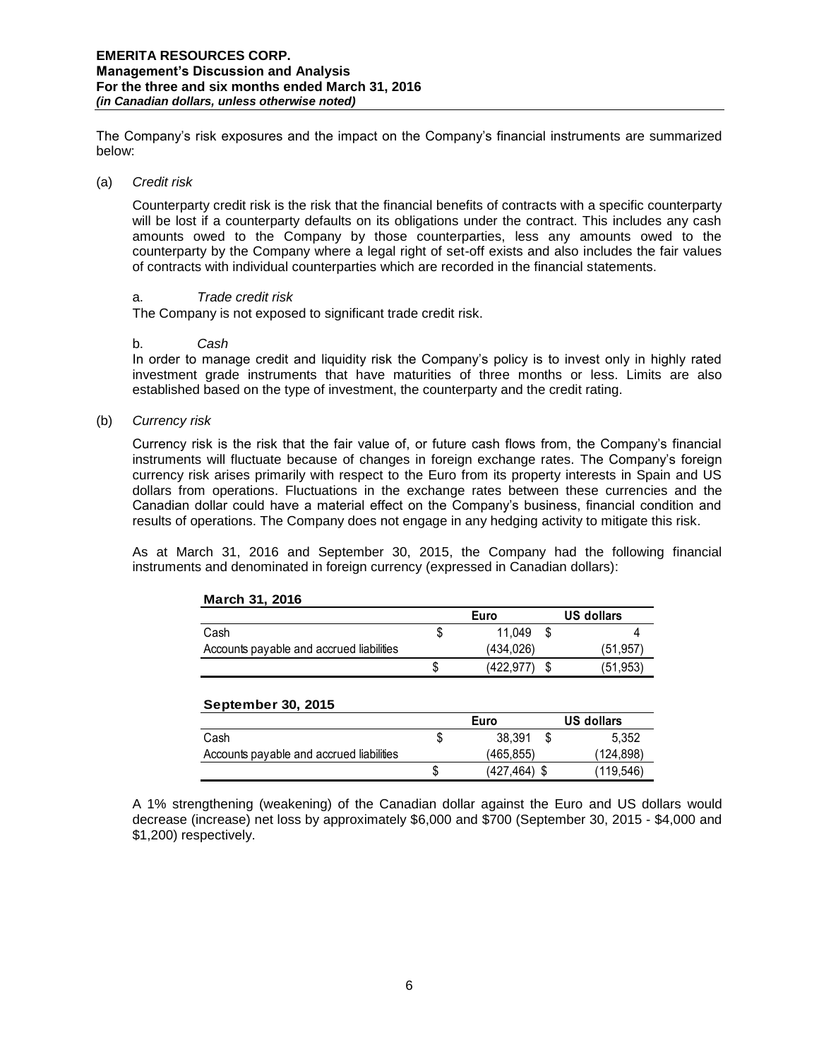The Company's risk exposures and the impact on the Company's financial instruments are summarized below:

(a) *Credit risk*

Counterparty credit risk is the risk that the financial benefits of contracts with a specific counterparty will be lost if a counterparty defaults on its obligations under the contract. This includes any cash amounts owed to the Company by those counterparties, less any amounts owed to the counterparty by the Company where a legal right of set-off exists and also includes the fair values of contracts with individual counterparties which are recorded in the financial statements.

a. *Trade credit risk*

The Company is not exposed to significant trade credit risk.

b. *Cash*

In order to manage credit and liquidity risk the Company's policy is to invest only in highly rated investment grade instruments that have maturities of three months or less. Limits are also established based on the type of investment, the counterparty and the credit rating.

(b) *Currency risk*

Currency risk is the risk that the fair value of, or future cash flows from, the Company's financial instruments will fluctuate because of changes in foreign exchange rates. The Company's foreign currency risk arises primarily with respect to the Euro from its property interests in Spain and US dollars from operations. Fluctuations in the exchange rates between these currencies and the Canadian dollar could have a material effect on the Company's business, financial condition and results of operations. The Company does not engage in any hedging activity to mitigate this risk.

As at March 31, 2016 and September 30, 2015, the Company had the following financial instruments and denominated in foreign currency (expressed in Canadian dollars):

**March 31, 2016**

| | Euro | US dollars |
|---|---|---|
| Cash | $ 11,049 | $ 4 |
| Accounts payable and accrued liabilities | (434,026) | (51,957) |
| | $ (422,977) | $ (51,953) |

**September 30, 2015**

| | Euro | US dollars |
|---|---|---|
| Cash | $ 38,391 | $ 5,352 |
| Accounts payable and accrued liabilities | (465,855) | (124,898) |
| | $ (427,464) | $ (119,546) |

A 1% strengthening (weakening) of the Canadian dollar against the Euro and US dollars would decrease (increase) net loss by approximately $6,000 and $700 (September 30, 2015 - $4,000 and $1,200) respectively.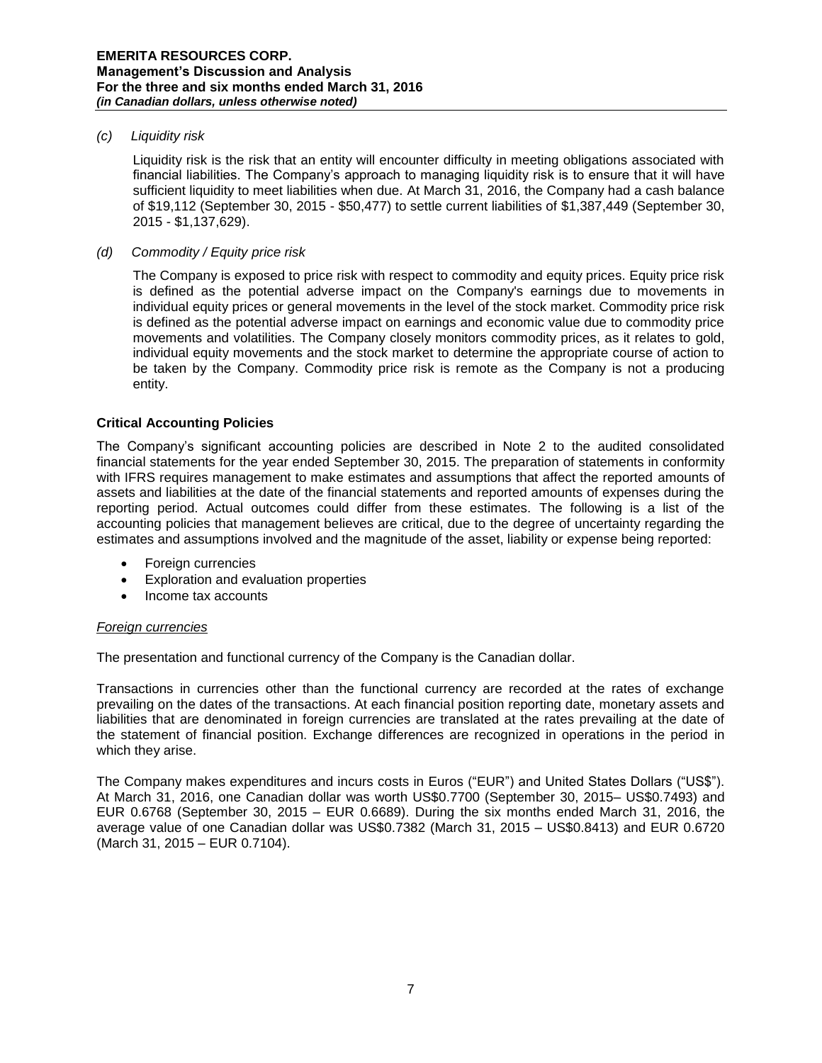*(c) Liquidity risk*

Liquidity risk is the risk that an entity will encounter difficulty in meeting obligations associated with financial liabilities. The Company's approach to managing liquidity risk is to ensure that it will have sufficient liquidity to meet liabilities when due. At March 31, 2016, the Company had a cash balance of $19,112 (September 30, 2015 - $50,477) to settle current liabilities of $1,387,449 (September 30, 2015 - $1,137,629).

*(d) Commodity / Equity price risk*

The Company is exposed to price risk with respect to commodity and equity prices. Equity price risk is defined as the potential adverse impact on the Company's earnings due to movements in individual equity prices or general movements in the level of the stock market. Commodity price risk is defined as the potential adverse impact on earnings and economic value due to commodity price movements and volatilities. The Company closely monitors commodity prices, as it relates to gold, individual equity movements and the stock market to determine the appropriate course of action to be taken by the Company. Commodity price risk is remote as the Company is not a producing entity.

## Critical Accounting Policies

The Company's significant accounting policies are described in Note 2 to the audited consolidated financial statements for the year ended September 30, 2015. The preparation of statements in conformity with IFRS requires management to make estimates and assumptions that affect the reported amounts of assets and liabilities at the date of the financial statements and reported amounts of expenses during the reporting period. Actual outcomes could differ from these estimates. The following is a list of the accounting policies that management believes are critical, due to the degree of uncertainty regarding the estimates and assumptions involved and the magnitude of the asset, liability or expense being reported:

- Foreign currencies
- Exploration and evaluation properties
- Income tax accounts

*Foreign currencies*

The presentation and functional currency of the Company is the Canadian dollar.

Transactions in currencies other than the functional currency are recorded at the rates of exchange prevailing on the dates of the transactions. At each financial position reporting date, monetary assets and liabilities that are denominated in foreign currencies are translated at the rates prevailing at the date of the statement of financial position. Exchange differences are recognized in operations in the period in which they arise.

The Company makes expenditures and incurs costs in Euros ("EUR") and United States Dollars ("US$"). At March 31, 2016, one Canadian dollar was worth US$0.7700 (September 30, 2015– US$0.7493) and EUR 0.6768 (September 30, 2015 – EUR 0.6689). During the six months ended March 31, 2016, the average value of one Canadian dollar was US$0.7382 (March 31, 2015 – US$0.8413) and EUR 0.6720 (March 31, 2015 – EUR 0.7104).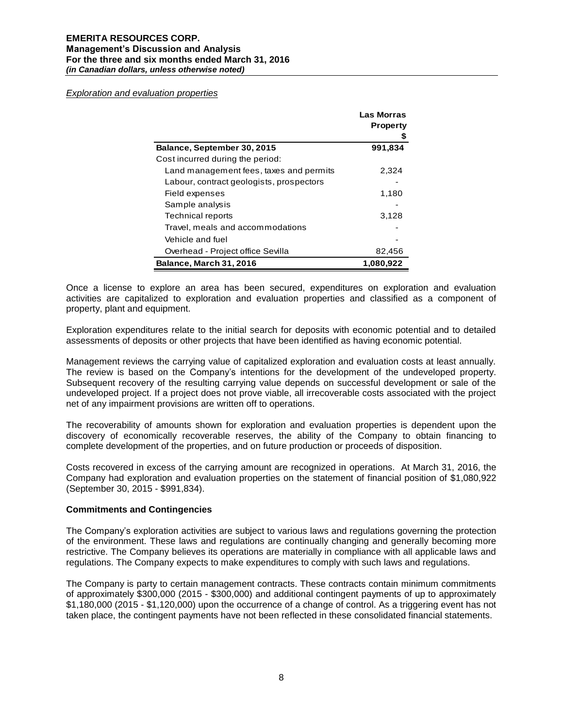*Exploration and evaluation properties*

| | Las Morras Property $ |
|---|---|
| **Balance, September 30, 2015** | **991,834** |
| Cost incurred during the period: | |
| Land management fees, taxes and permits | 2,324 |
| Labour, contract geologists, prospectors | - |
| Field expenses | 1,180 |
| Sample analysis | - |
| Technical reports | 3,128 |
| Travel, meals and accommodations | - |
| Vehicle and fuel | - |
| Overhead - Project office Sevilla | 82,456 |
| **Balance, March 31, 2016** | **1,080,922** |

Once a license to explore an area has been secured, expenditures on exploration and evaluation activities are capitalized to exploration and evaluation properties and classified as a component of property, plant and equipment.

Exploration expenditures relate to the initial search for deposits with economic potential and to detailed assessments of deposits or other projects that have been identified as having economic potential.

Management reviews the carrying value of capitalized exploration and evaluation costs at least annually. The review is based on the Company's intentions for the development of the undeveloped property. Subsequent recovery of the resulting carrying value depends on successful development or sale of the undeveloped project. If a project does not prove viable, all irrecoverable costs associated with the project net of any impairment provisions are written off to operations.

The recoverability of amounts shown for exploration and evaluation properties is dependent upon the discovery of economically recoverable reserves, the ability of the Company to obtain financing to complete development of the properties, and on future production or proceeds of disposition.

Costs recovered in excess of the carrying amount are recognized in operations. At March 31, 2016, the Company had exploration and evaluation properties on the statement of financial position of $1,080,922 (September 30, 2015 - $991,834).

**Commitments and Contingencies**

The Company's exploration activities are subject to various laws and regulations governing the protection of the environment. These laws and regulations are continually changing and generally becoming more restrictive. The Company believes its operations are materially in compliance with all applicable laws and regulations. The Company expects to make expenditures to comply with such laws and regulations.

The Company is party to certain management contracts. These contracts contain minimum commitments of approximately $300,000 (2015 - $300,000) and additional contingent payments of up to approximately $1,180,000 (2015 - $1,120,000) upon the occurrence of a change of control. As a triggering event has not taken place, the contingent payments have not been reflected in these consolidated financial statements.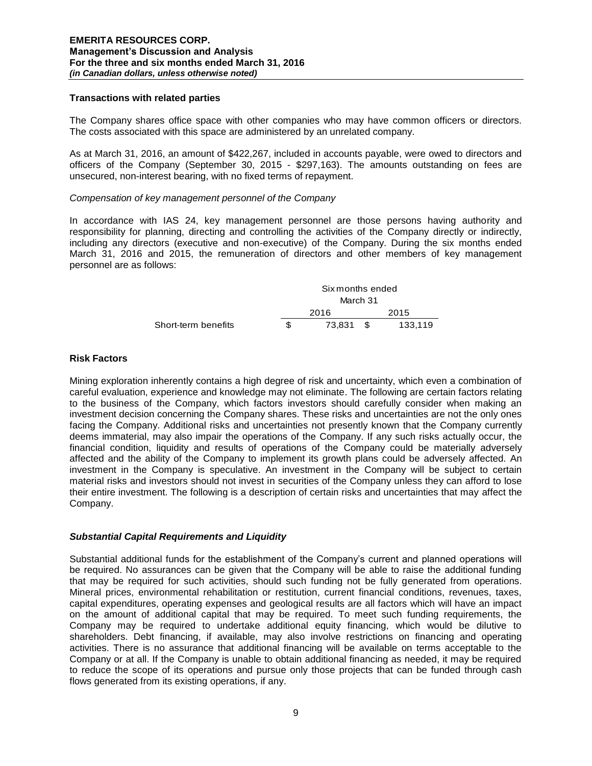### Transactions with related parties

The Company shares office space with other companies who may have common officers or directors. The costs associated with this space are administered by an unrelated company.

As at March 31, 2016, an amount of $422,267, included in accounts payable, were owed to directors and officers of the Company (September 30, 2015 - $297,163). The amounts outstanding on fees are unsecured, non-interest bearing, with no fixed terms of repayment.

*Compensation of key management personnel of the Company*

In accordance with IAS 24, key management personnel are those persons having authority and responsibility for planning, directing and controlling the activities of the Company directly or indirectly, including any directors (executive and non-executive) of the Company. During the six months ended March 31, 2016 and 2015, the remuneration of directors and other members of key management personnel are as follows:

| | Six months ended March 31 | |
|---|---|---|
| | 2016 | 2015 |
| Short-term benefits | $ 73,831 | $ 133,119 |

### Risk Factors

Mining exploration inherently contains a high degree of risk and uncertainty, which even a combination of careful evaluation, experience and knowledge may not eliminate. The following are certain factors relating to the business of the Company, which factors investors should carefully consider when making an investment decision concerning the Company shares. These risks and uncertainties are not the only ones facing the Company. Additional risks and uncertainties not presently known that the Company currently deems immaterial, may also impair the operations of the Company. If any such risks actually occur, the financial condition, liquidity and results of operations of the Company could be materially adversely affected and the ability of the Company to implement its growth plans could be adversely affected. An investment in the Company is speculative. An investment in the Company will be subject to certain material risks and investors should not invest in securities of the Company unless they can afford to lose their entire investment. The following is a description of certain risks and uncertainties that may affect the Company.

#### *Substantial Capital Requirements and Liquidity*

Substantial additional funds for the establishment of the Company's current and planned operations will be required. No assurances can be given that the Company will be able to raise the additional funding that may be required for such activities, should such funding not be fully generated from operations. Mineral prices, environmental rehabilitation or restitution, current financial conditions, revenues, taxes, capital expenditures, operating expenses and geological results are all factors which will have an impact on the amount of additional capital that may be required. To meet such funding requirements, the Company may be required to undertake additional equity financing, which would be dilutive to shareholders. Debt financing, if available, may also involve restrictions on financing and operating activities. There is no assurance that additional financing will be available on terms acceptable to the Company or at all. If the Company is unable to obtain additional financing as needed, it may be required to reduce the scope of its operations and pursue only those projects that can be funded through cash flows generated from its existing operations, if any.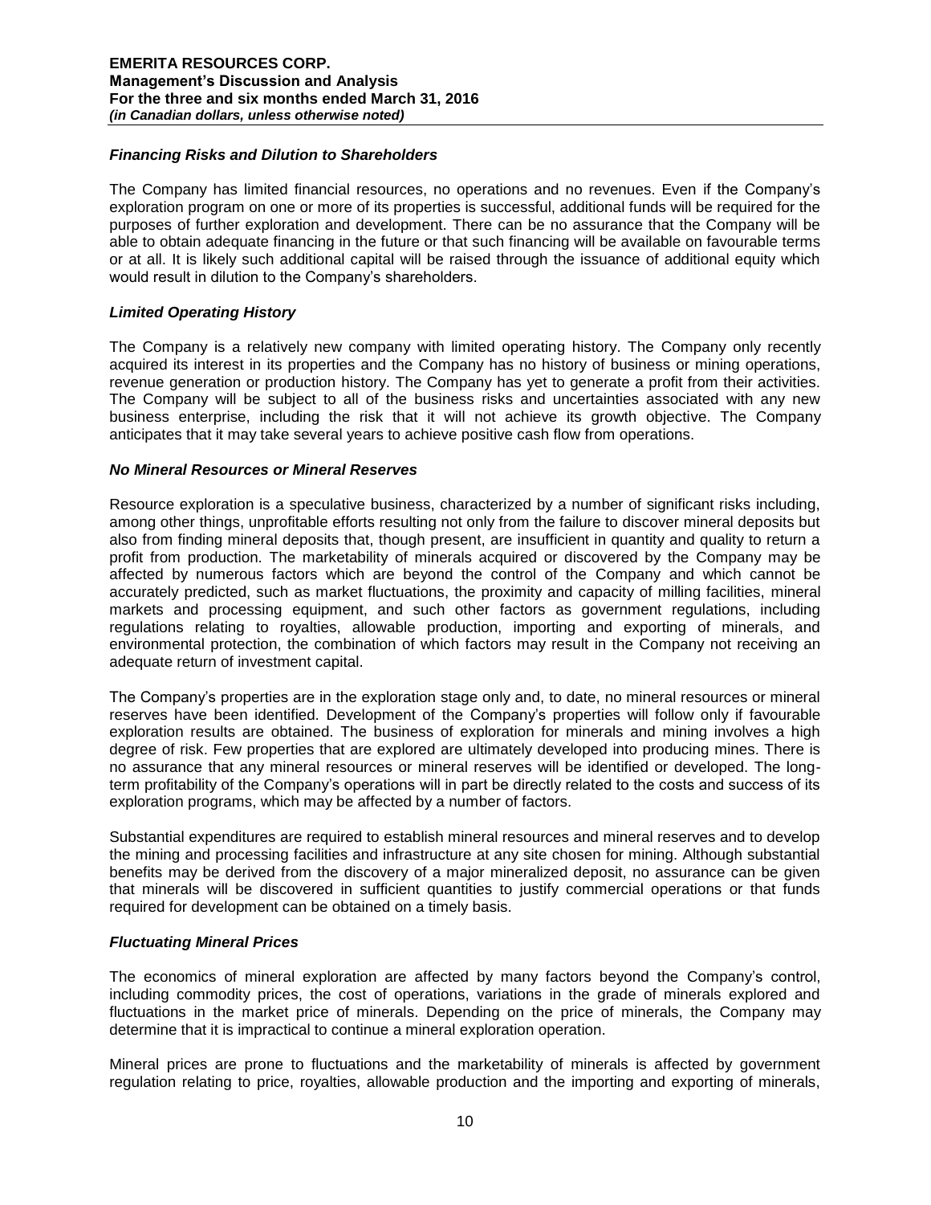### *Financing Risks and Dilution to Shareholders*

The Company has limited financial resources, no operations and no revenues. Even if the Company's exploration program on one or more of its properties is successful, additional funds will be required for the purposes of further exploration and development. There can be no assurance that the Company will be able to obtain adequate financing in the future or that such financing will be available on favourable terms or at all. It is likely such additional capital will be raised through the issuance of additional equity which would result in dilution to the Company's shareholders.

### *Limited Operating History*

The Company is a relatively new company with limited operating history. The Company only recently acquired its interest in its properties and the Company has no history of business or mining operations, revenue generation or production history. The Company has yet to generate a profit from their activities. The Company will be subject to all of the business risks and uncertainties associated with any new business enterprise, including the risk that it will not achieve its growth objective. The Company anticipates that it may take several years to achieve positive cash flow from operations.

### *No Mineral Resources or Mineral Reserves*

Resource exploration is a speculative business, characterized by a number of significant risks including, among other things, unprofitable efforts resulting not only from the failure to discover mineral deposits but also from finding mineral deposits that, though present, are insufficient in quantity and quality to return a profit from production. The marketability of minerals acquired or discovered by the Company may be affected by numerous factors which are beyond the control of the Company and which cannot be accurately predicted, such as market fluctuations, the proximity and capacity of milling facilities, mineral markets and processing equipment, and such other factors as government regulations, including regulations relating to royalties, allowable production, importing and exporting of minerals, and environmental protection, the combination of which factors may result in the Company not receiving an adequate return of investment capital.

The Company's properties are in the exploration stage only and, to date, no mineral resources or mineral reserves have been identified. Development of the Company's properties will follow only if favourable exploration results are obtained. The business of exploration for minerals and mining involves a high degree of risk. Few properties that are explored are ultimately developed into producing mines. There is no assurance that any mineral resources or mineral reserves will be identified or developed. The long-term profitability of the Company's operations will in part be directly related to the costs and success of its exploration programs, which may be affected by a number of factors.

Substantial expenditures are required to establish mineral resources and mineral reserves and to develop the mining and processing facilities and infrastructure at any site chosen for mining. Although substantial benefits may be derived from the discovery of a major mineralized deposit, no assurance can be given that minerals will be discovered in sufficient quantities to justify commercial operations or that funds required for development can be obtained on a timely basis.

### *Fluctuating Mineral Prices*

The economics of mineral exploration are affected by many factors beyond the Company's control, including commodity prices, the cost of operations, variations in the grade of minerals explored and fluctuations in the market price of minerals. Depending on the price of minerals, the Company may determine that it is impractical to continue a mineral exploration operation.

Mineral prices are prone to fluctuations and the marketability of minerals is affected by government regulation relating to price, royalties, allowable production and the importing and exporting of minerals,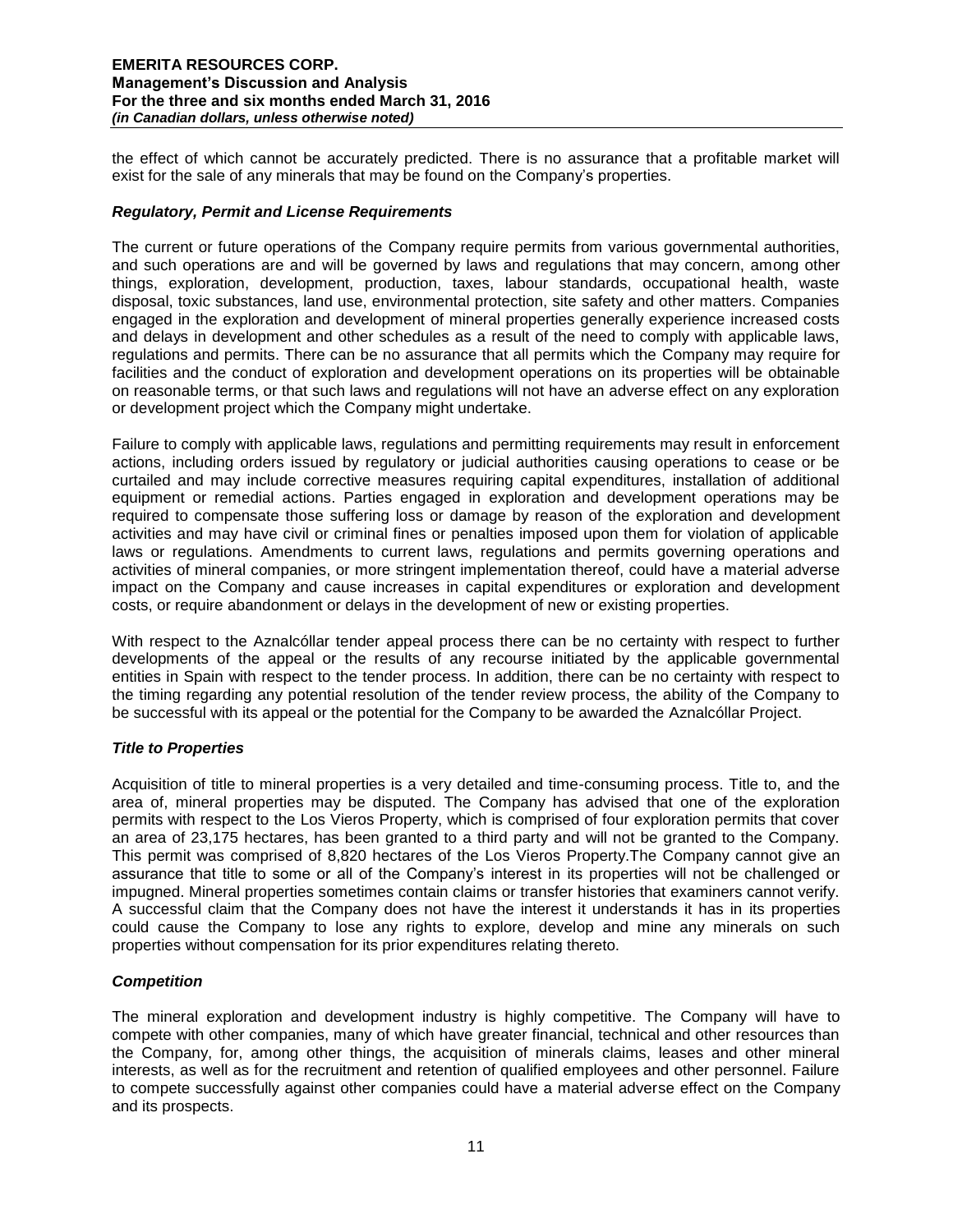the effect of which cannot be accurately predicted. There is no assurance that a profitable market will exist for the sale of any minerals that may be found on the Company's properties.

### *Regulatory, Permit and License Requirements*

The current or future operations of the Company require permits from various governmental authorities, and such operations are and will be governed by laws and regulations that may concern, among other things, exploration, development, production, taxes, labour standards, occupational health, waste disposal, toxic substances, land use, environmental protection, site safety and other matters. Companies engaged in the exploration and development of mineral properties generally experience increased costs and delays in development and other schedules as a result of the need to comply with applicable laws, regulations and permits. There can be no assurance that all permits which the Company may require for facilities and the conduct of exploration and development operations on its properties will be obtainable on reasonable terms, or that such laws and regulations will not have an adverse effect on any exploration or development project which the Company might undertake.

Failure to comply with applicable laws, regulations and permitting requirements may result in enforcement actions, including orders issued by regulatory or judicial authorities causing operations to cease or be curtailed and may include corrective measures requiring capital expenditures, installation of additional equipment or remedial actions. Parties engaged in exploration and development operations may be required to compensate those suffering loss or damage by reason of the exploration and development activities and may have civil or criminal fines or penalties imposed upon them for violation of applicable laws or regulations. Amendments to current laws, regulations and permits governing operations and activities of mineral companies, or more stringent implementation thereof, could have a material adverse impact on the Company and cause increases in capital expenditures or exploration and development costs, or require abandonment or delays in the development of new or existing properties.

With respect to the Aznalcóllar tender appeal process there can be no certainty with respect to further developments of the appeal or the results of any recourse initiated by the applicable governmental entities in Spain with respect to the tender process. In addition, there can be no certainty with respect to the timing regarding any potential resolution of the tender review process, the ability of the Company to be successful with its appeal or the potential for the Company to be awarded the Aznalcóllar Project.

### *Title to Properties*

Acquisition of title to mineral properties is a very detailed and time-consuming process. Title to, and the area of, mineral properties may be disputed. The Company has advised that one of the exploration permits with respect to the Los Vieros Property, which is comprised of four exploration permits that cover an area of 23,175 hectares, has been granted to a third party and will not be granted to the Company. This permit was comprised of 8,820 hectares of the Los Vieros Property.The Company cannot give an assurance that title to some or all of the Company's interest in its properties will not be challenged or impugned. Mineral properties sometimes contain claims or transfer histories that examiners cannot verify. A successful claim that the Company does not have the interest it understands it has in its properties could cause the Company to lose any rights to explore, develop and mine any minerals on such properties without compensation for its prior expenditures relating thereto.

### *Competition*

The mineral exploration and development industry is highly competitive. The Company will have to compete with other companies, many of which have greater financial, technical and other resources than the Company, for, among other things, the acquisition of minerals claims, leases and other mineral interests, as well as for the recruitment and retention of qualified employees and other personnel. Failure to compete successfully against other companies could have a material adverse effect on the Company and its prospects.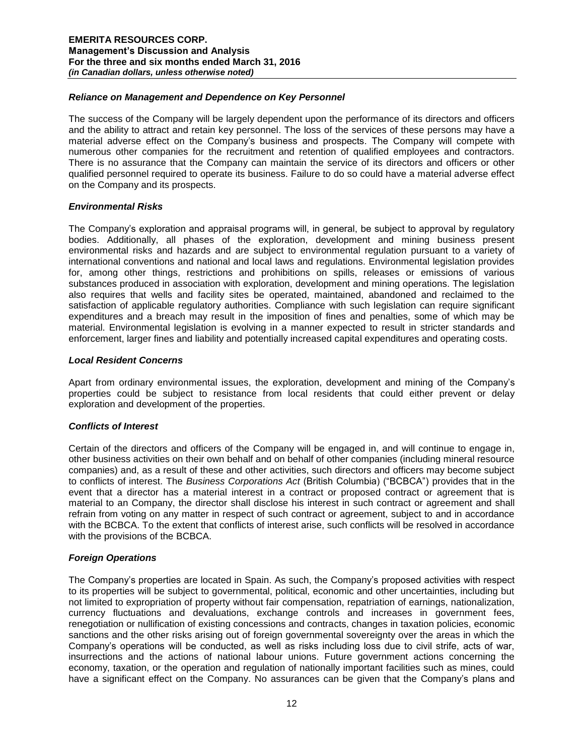### *Reliance on Management and Dependence on Key Personnel*

The success of the Company will be largely dependent upon the performance of its directors and officers and the ability to attract and retain key personnel. The loss of the services of these persons may have a material adverse effect on the Company's business and prospects. The Company will compete with numerous other companies for the recruitment and retention of qualified employees and contractors. There is no assurance that the Company can maintain the service of its directors and officers or other qualified personnel required to operate its business. Failure to do so could have a material adverse effect on the Company and its prospects.

### *Environmental Risks*

The Company's exploration and appraisal programs will, in general, be subject to approval by regulatory bodies. Additionally, all phases of the exploration, development and mining business present environmental risks and hazards and are subject to environmental regulation pursuant to a variety of international conventions and national and local laws and regulations. Environmental legislation provides for, among other things, restrictions and prohibitions on spills, releases or emissions of various substances produced in association with exploration, development and mining operations. The legislation also requires that wells and facility sites be operated, maintained, abandoned and reclaimed to the satisfaction of applicable regulatory authorities. Compliance with such legislation can require significant expenditures and a breach may result in the imposition of fines and penalties, some of which may be material. Environmental legislation is evolving in a manner expected to result in stricter standards and enforcement, larger fines and liability and potentially increased capital expenditures and operating costs.

### *Local Resident Concerns*

Apart from ordinary environmental issues, the exploration, development and mining of the Company's properties could be subject to resistance from local residents that could either prevent or delay exploration and development of the properties.

### *Conflicts of Interest*

Certain of the directors and officers of the Company will be engaged in, and will continue to engage in, other business activities on their own behalf and on behalf of other companies (including mineral resource companies) and, as a result of these and other activities, such directors and officers may become subject to conflicts of interest. The *Business Corporations Act* (British Columbia) ("BCBCA") provides that in the event that a director has a material interest in a contract or proposed contract or agreement that is material to an Company, the director shall disclose his interest in such contract or agreement and shall refrain from voting on any matter in respect of such contract or agreement, subject to and in accordance with the BCBCA. To the extent that conflicts of interest arise, such conflicts will be resolved in accordance with the provisions of the BCBCA.

### *Foreign Operations*

The Company's properties are located in Spain. As such, the Company's proposed activities with respect to its properties will be subject to governmental, political, economic and other uncertainties, including but not limited to expropriation of property without fair compensation, repatriation of earnings, nationalization, currency fluctuations and devaluations, exchange controls and increases in government fees, renegotiation or nullification of existing concessions and contracts, changes in taxation policies, economic sanctions and the other risks arising out of foreign governmental sovereignty over the areas in which the Company's operations will be conducted, as well as risks including loss due to civil strife, acts of war, insurrections and the actions of national labour unions. Future government actions concerning the economy, taxation, or the operation and regulation of nationally important facilities such as mines, could have a significant effect on the Company. No assurances can be given that the Company's plans and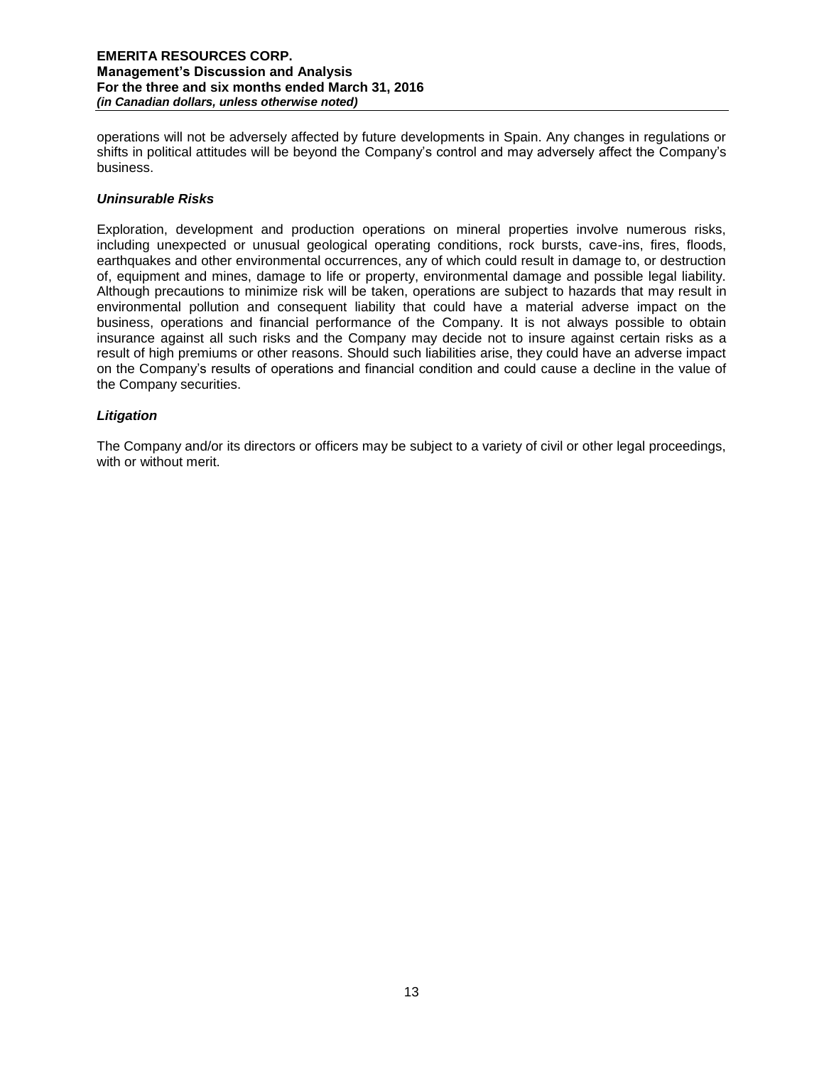operations will not be adversely affected by future developments in Spain. Any changes in regulations or shifts in political attitudes will be beyond the Company's control and may adversely affect the Company's business.

### *Uninsurable Risks*

Exploration, development and production operations on mineral properties involve numerous risks, including unexpected or unusual geological operating conditions, rock bursts, cave-ins, fires, floods, earthquakes and other environmental occurrences, any of which could result in damage to, or destruction of, equipment and mines, damage to life or property, environmental damage and possible legal liability. Although precautions to minimize risk will be taken, operations are subject to hazards that may result in environmental pollution and consequent liability that could have a material adverse impact on the business, operations and financial performance of the Company. It is not always possible to obtain insurance against all such risks and the Company may decide not to insure against certain risks as a result of high premiums or other reasons. Should such liabilities arise, they could have an adverse impact on the Company's results of operations and financial condition and could cause a decline in the value of the Company securities.

### *Litigation*

The Company and/or its directors or officers may be subject to a variety of civil or other legal proceedings, with or without merit.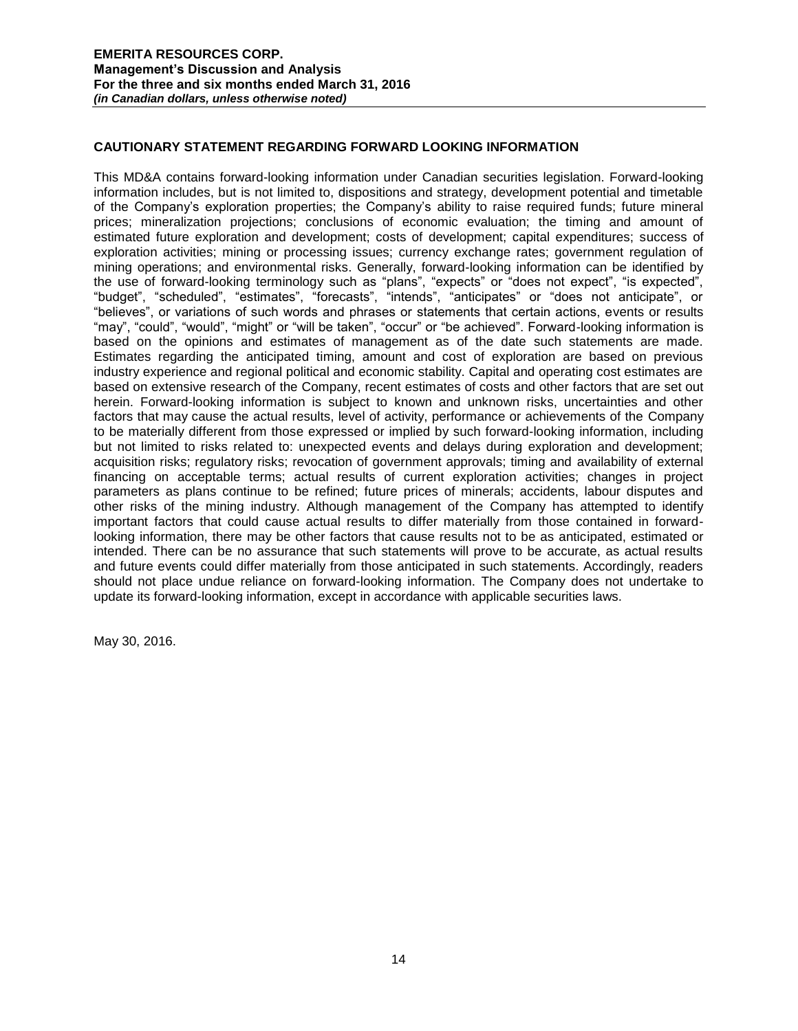## CAUTIONARY STATEMENT REGARDING FORWARD LOOKING INFORMATION

This MD&A contains forward-looking information under Canadian securities legislation. Forward-looking information includes, but is not limited to, dispositions and strategy, development potential and timetable of the Company's exploration properties; the Company's ability to raise required funds; future mineral prices; mineralization projections; conclusions of economic evaluation; the timing and amount of estimated future exploration and development; costs of development; capital expenditures; success of exploration activities; mining or processing issues; currency exchange rates; government regulation of mining operations; and environmental risks. Generally, forward-looking information can be identified by the use of forward-looking terminology such as "plans", "expects" or "does not expect", "is expected", "budget", "scheduled", "estimates", "forecasts", "intends", "anticipates" or "does not anticipate", or "believes", or variations of such words and phrases or statements that certain actions, events or results "may", "could", "would", "might" or "will be taken", "occur" or "be achieved". Forward-looking information is based on the opinions and estimates of management as of the date such statements are made. Estimates regarding the anticipated timing, amount and cost of exploration are based on previous industry experience and regional political and economic stability. Capital and operating cost estimates are based on extensive research of the Company, recent estimates of costs and other factors that are set out herein. Forward-looking information is subject to known and unknown risks, uncertainties and other factors that may cause the actual results, level of activity, performance or achievements of the Company to be materially different from those expressed or implied by such forward-looking information, including but not limited to risks related to: unexpected events and delays during exploration and development; acquisition risks; regulatory risks; revocation of government approvals; timing and availability of external financing on acceptable terms; actual results of current exploration activities; changes in project parameters as plans continue to be refined; future prices of minerals; accidents, labour disputes and other risks of the mining industry. Although management of the Company has attempted to identify important factors that could cause actual results to differ materially from those contained in forward-looking information, there may be other factors that cause results not to be as anticipated, estimated or intended. There can be no assurance that such statements will prove to be accurate, as actual results and future events could differ materially from those anticipated in such statements. Accordingly, readers should not place undue reliance on forward-looking information. The Company does not undertake to update its forward-looking information, except in accordance with applicable securities laws.

May 30, 2016.